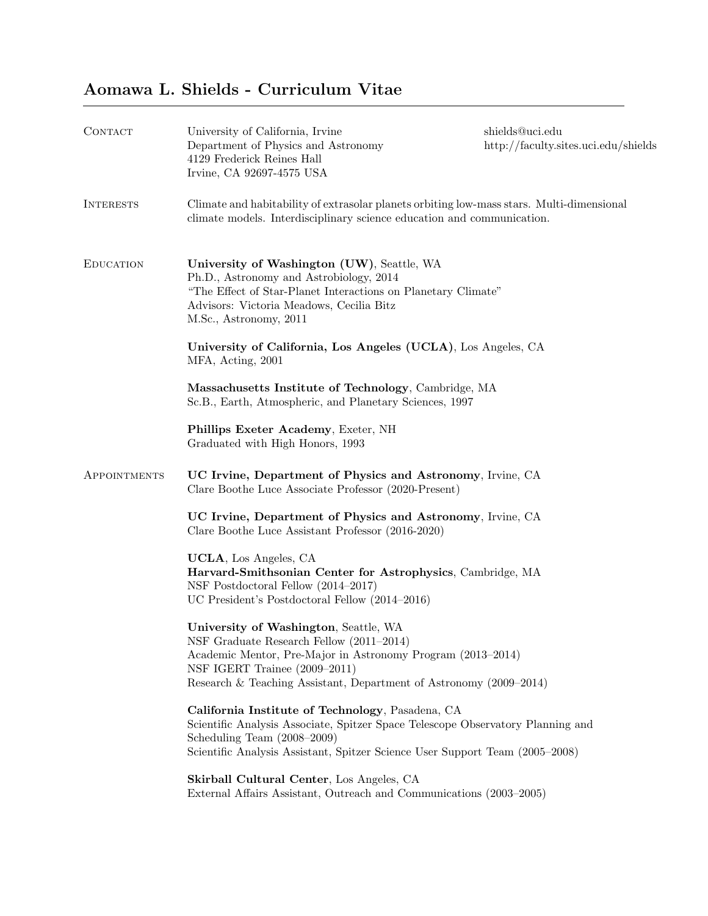# Aomawa L. Shields - Curriculum Vitae

## Contact

University of California, Irvine
Department of Physics and Astronomy
4129 Frederick Reines Hall
Irvine, CA 92697-4575 USA

shields@uci.edu
http://faculty.sites.uci.edu/shields

## Interests

Climate and habitability of extrasolar planets orbiting low-mass stars. Multi-dimensional climate models. Interdisciplinary science education and communication.

## Education

**University of Washington (UW)**, Seattle, WA
Ph.D., Astronomy and Astrobiology, 2014
"The Effect of Star-Planet Interactions on Planetary Climate"
Advisors: Victoria Meadows, Cecilia Bitz
M.Sc., Astronomy, 2011

**University of California, Los Angeles (UCLA)**, Los Angeles, CA
MFA, Acting, 2001

**Massachusetts Institute of Technology**, Cambridge, MA
Sc.B., Earth, Atmospheric, and Planetary Sciences, 1997

**Phillips Exeter Academy**, Exeter, NH
Graduated with High Honors, 1993

## Appointments

**UC Irvine, Department of Physics and Astronomy**, Irvine, CA
Clare Boothe Luce Associate Professor (2020-Present)

**UC Irvine, Department of Physics and Astronomy**, Irvine, CA
Clare Boothe Luce Assistant Professor (2016-2020)

**UCLA**, Los Angeles, CA
**Harvard-Smithsonian Center for Astrophysics**, Cambridge, MA
NSF Postdoctoral Fellow (2014–2017)
UC President's Postdoctoral Fellow (2014–2016)

**University of Washington**, Seattle, WA
NSF Graduate Research Fellow (2011–2014)
Academic Mentor, Pre-Major in Astronomy Program (2013–2014)
NSF IGERT Trainee (2009–2011)
Research & Teaching Assistant, Department of Astronomy (2009–2014)

**California Institute of Technology**, Pasadena, CA
Scientific Analysis Associate, Spitzer Space Telescope Observatory Planning and Scheduling Team (2008–2009)
Scientific Analysis Assistant, Spitzer Science User Support Team (2005–2008)

**Skirball Cultural Center**, Los Angeles, CA
External Affairs Assistant, Outreach and Communications (2003–2005)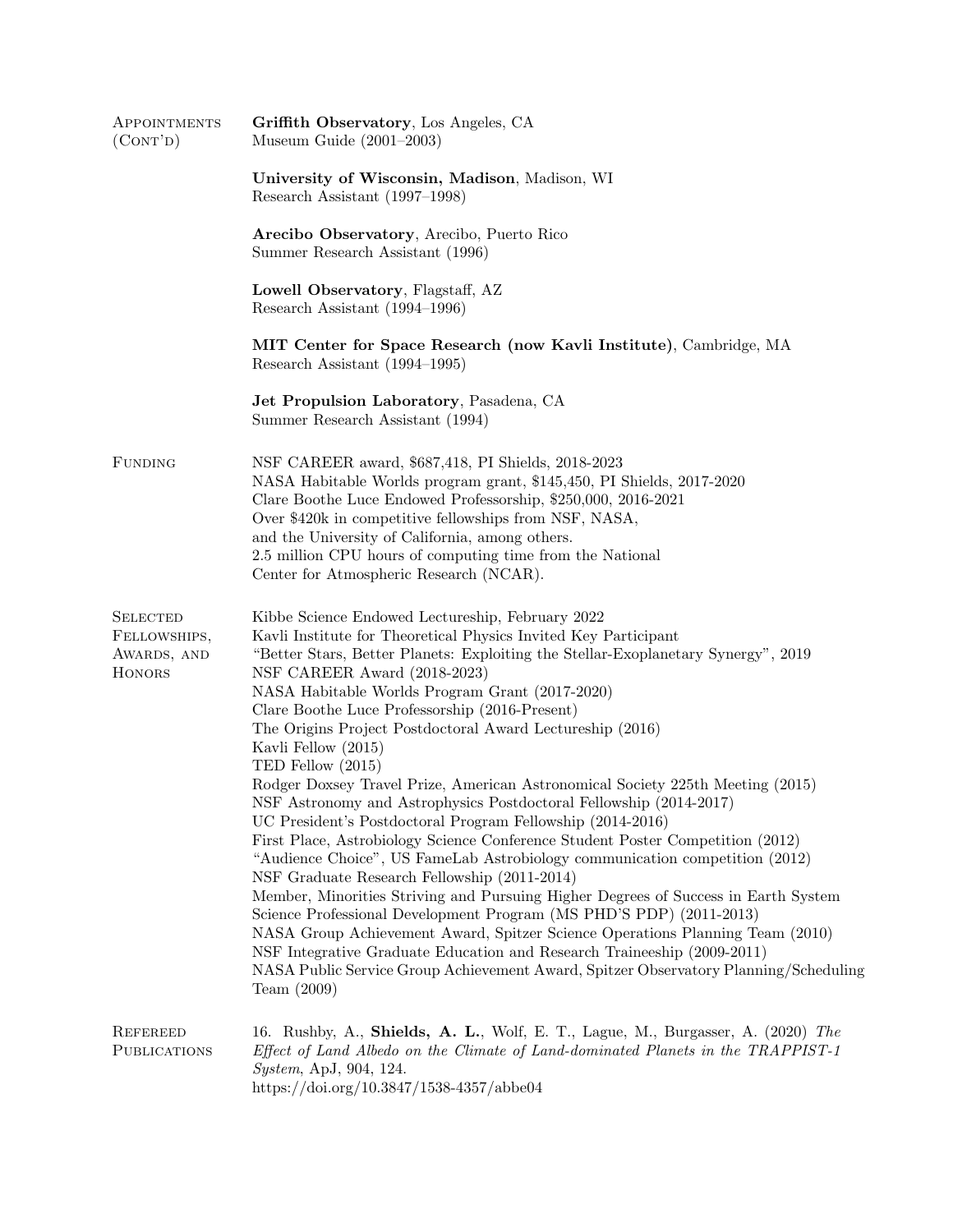## Appointments (Cont'd)

**Griffith Observatory**, Los Angeles, CA
Museum Guide (2001–2003)

**University of Wisconsin, Madison**, Madison, WI
Research Assistant (1997–1998)

**Arecibo Observatory**, Arecibo, Puerto Rico
Summer Research Assistant (1996)

**Lowell Observatory**, Flagstaff, AZ
Research Assistant (1994–1996)

**MIT Center for Space Research (now Kavli Institute)**, Cambridge, MA
Research Assistant (1994–1995)

**Jet Propulsion Laboratory**, Pasadena, CA
Summer Research Assistant (1994)

## Funding

NSF CAREER award, $687,418, PI Shields, 2018-2023
NASA Habitable Worlds program grant, $145,450, PI Shields, 2017-2020
Clare Boothe Luce Endowed Professorship, $250,000, 2016-2021
Over $420k in competitive fellowships from NSF, NASA, and the University of California, among others.
2.5 million CPU hours of computing time from the National Center for Atmospheric Research (NCAR).

## Selected Fellowships, Awards, and Honors

Kibbe Science Endowed Lectureship, February 2022
Kavli Institute for Theoretical Physics Invited Key Participant
"Better Stars, Better Planets: Exploiting the Stellar-Exoplanetary Synergy", 2019
NSF CAREER Award (2018-2023)
NASA Habitable Worlds Program Grant (2017-2020)
Clare Boothe Luce Professorship (2016-Present)
The Origins Project Postdoctoral Award Lectureship (2016)
Kavli Fellow (2015)
TED Fellow (2015)
Rodger Doxsey Travel Prize, American Astronomical Society 225th Meeting (2015)
NSF Astronomy and Astrophysics Postdoctoral Fellowship (2014-2017)
UC President's Postdoctoral Program Fellowship (2014-2016)
First Place, Astrobiology Science Conference Student Poster Competition (2012)
"Audience Choice", US FameLab Astrobiology communication competition (2012)
NSF Graduate Research Fellowship (2011-2014)
Member, Minorities Striving and Pursuing Higher Degrees of Success in Earth System Science Professional Development Program (MS PHD'S PDP) (2011-2013)
NASA Group Achievement Award, Spitzer Science Operations Planning Team (2010)
NSF Integrative Graduate Education and Research Traineeship (2009-2011)
NASA Public Service Group Achievement Award, Spitzer Observatory Planning/Scheduling Team (2009)

## Refereed Publications

16. Rushby, A., **Shields, A. L.**, Wolf, E. T., Lague, M., Burgasser, A. (2020) *The Effect of Land Albedo on the Climate of Land-dominated Planets in the TRAPPIST-1 System*, ApJ, 904, 124.
https://doi.org/10.3847/1538-4357/abbe04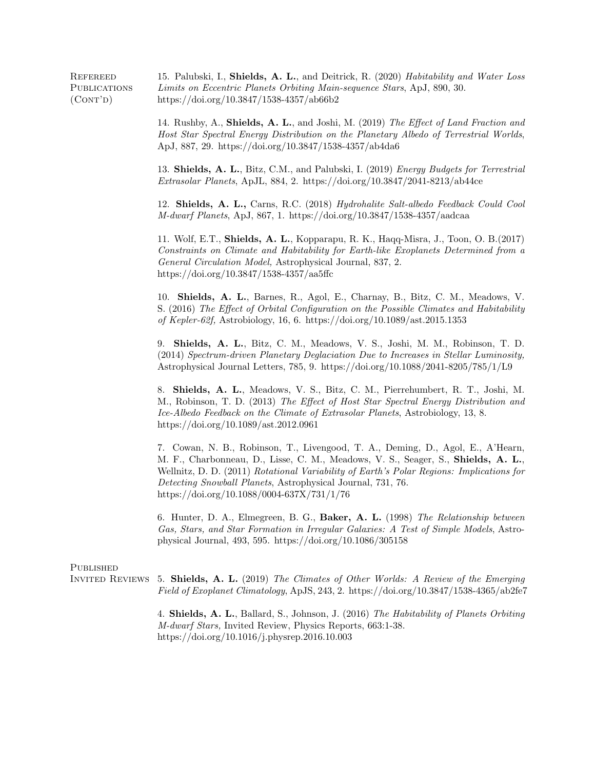**Refereed Publications (Cont'd)**

15. Palubski, I., **Shields, A. L.**, and Deitrick, R. (2020) *Habitability and Water Loss Limits on Eccentric Planets Orbiting Main-sequence Stars*, ApJ, 890, 30. https://doi.org/10.3847/1538-4357/ab66b2

14. Rushby, A., **Shields, A. L.**, and Joshi, M. (2019) *The Effect of Land Fraction and Host Star Spectral Energy Distribution on the Planetary Albedo of Terrestrial Worlds*, ApJ, 887, 29. https://doi.org/10.3847/1538-4357/ab4da6

13. **Shields, A. L.**, Bitz, C.M., and Palubski, I. (2019) *Energy Budgets for Terrestrial Extrasolar Planets*, ApJL, 884, 2. https://doi.org/10.3847/2041-8213/ab44ce

12. **Shields, A. L.,** Carns, R.C. (2018) *Hydrohalite Salt-albedo Feedback Could Cool M-dwarf Planets*, ApJ, 867, 1. https://doi.org/10.3847/1538-4357/aadcaa

11. Wolf, E.T., **Shields, A. L.**, Kopparapu, R. K., Haqq-Misra, J., Toon, O. B.(2017) *Constraints on Climate and Habitability for Earth-like Exoplanets Determined from a General Circulation Model,* Astrophysical Journal, 837, 2. https://doi.org/10.3847/1538-4357/aa5ffc

10. **Shields, A. L.**, Barnes, R., Agol, E., Charnay, B., Bitz, C. M., Meadows, V. S. (2016) *The Effect of Orbital Configuration on the Possible Climates and Habitability of Kepler-62f,* Astrobiology, 16, 6. https://doi.org/10.1089/ast.2015.1353

9. **Shields, A. L.**, Bitz, C. M., Meadows, V. S., Joshi, M. M., Robinson, T. D. (2014) *Spectrum-driven Planetary Deglaciation Due to Increases in Stellar Luminosity,* Astrophysical Journal Letters, 785, 9. https://doi.org/10.1088/2041-8205/785/1/L9

8. **Shields, A. L.**, Meadows, V. S., Bitz, C. M., Pierrehumbert, R. T., Joshi, M. M., Robinson, T. D. (2013) *The Effect of Host Star Spectral Energy Distribution and Ice-Albedo Feedback on the Climate of Extrasolar Planets*, Astrobiology, 13, 8. https://doi.org/10.1089/ast.2012.0961

7. Cowan, N. B., Robinson, T., Livengood, T. A., Deming, D., Agol, E., A'Hearn, M. F., Charbonneau, D., Lisse, C. M., Meadows, V. S., Seager, S., **Shields, A. L.**, Wellnitz, D. D. (2011) *Rotational Variability of Earth's Polar Regions: Implications for Detecting Snowball Planets*, Astrophysical Journal, 731, 76. https://doi.org/10.1088/0004-637X/731/1/76

6. Hunter, D. A., Elmegreen, B. G., **Baker, A. L.** (1998) *The Relationship between Gas, Stars, and Star Formation in Irregular Galaxies: A Test of Simple Models*, Astrophysical Journal, 493, 595. https://doi.org/10.1086/305158

**Published Invited Reviews**

5. **Shields, A. L.** (2019) *The Climates of Other Worlds: A Review of the Emerging Field of Exoplanet Climatology*, ApJS, 243, 2. https://doi.org/10.3847/1538-4365/ab2fe7

4. **Shields, A. L.**, Ballard, S., Johnson, J. (2016) *The Habitability of Planets Orbiting M-dwarf Stars,* Invited Review, Physics Reports, 663:1-38. https://doi.org/10.1016/j.physrep.2016.10.003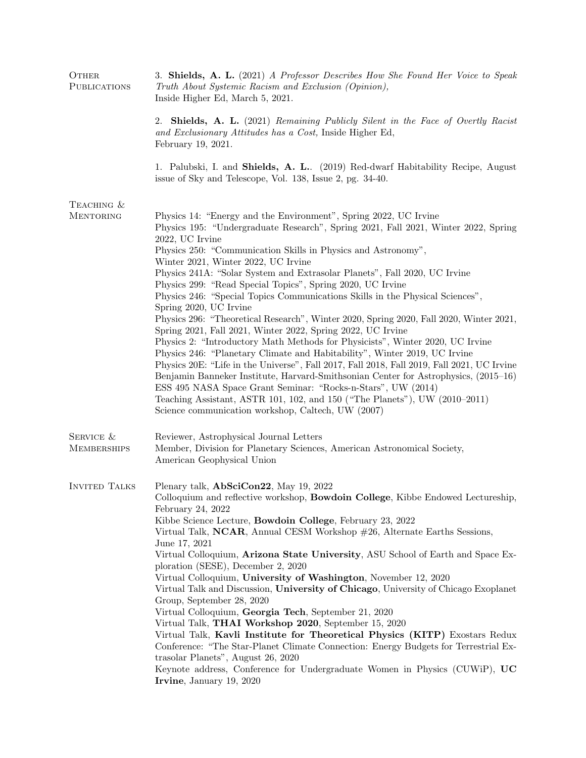## Other Publications

3. **Shields, A. L.** (2021) *A Professor Describes How She Found Her Voice to Speak Truth About Systemic Racism and Exclusion (Opinion),* Inside Higher Ed, March 5, 2021.

2. **Shields, A. L.** (2021) *Remaining Publicly Silent in the Face of Overtly Racist and Exclusionary Attitudes has a Cost,* Inside Higher Ed, February 19, 2021.

1. Palubski, I. and **Shields, A. L.**. (2019) Red-dwarf Habitability Recipe, August issue of Sky and Telescope, Vol. 138, Issue 2, pg. 34-40.

## Teaching & Mentoring

Physics 14: "Energy and the Environment", Spring 2022, UC Irvine
Physics 195: "Undergraduate Research", Spring 2021, Fall 2021, Winter 2022, Spring 2022, UC Irvine
Physics 250: "Communication Skills in Physics and Astronomy", Winter 2021, Winter 2022, UC Irvine
Physics 241A: "Solar System and Extrasolar Planets", Fall 2020, UC Irvine
Physics 299: "Read Special Topics", Spring 2020, UC Irvine
Physics 246: "Special Topics Communications Skills in the Physical Sciences", Spring 2020, UC Irvine
Physics 296: "Theoretical Research", Winter 2020, Spring 2020, Fall 2020, Winter 2021, Spring 2021, Fall 2021, Winter 2022, Spring 2022, UC Irvine
Physics 2: "Introductory Math Methods for Physicists", Winter 2020, UC Irvine
Physics 246: "Planetary Climate and Habitability", Winter 2019, UC Irvine
Physics 20E: "Life in the Universe", Fall 2017, Fall 2018, Fall 2019, Fall 2021, UC Irvine
Benjamin Banneker Institute, Harvard-Smithsonian Center for Astrophysics, (2015–16)
ESS 495 NASA Space Grant Seminar: "Rocks-n-Stars", UW (2014)
Teaching Assistant, ASTR 101, 102, and 150 ("The Planets"), UW (2010–2011)
Science communication workshop, Caltech, UW (2007)

## Service & Memberships

Reviewer, Astrophysical Journal Letters
Member, Division for Planetary Sciences, American Astronomical Society, American Geophysical Union

## Invited Talks

Plenary talk, **AbSciCon22**, May 19, 2022
Colloquium and reflective workshop, **Bowdoin College**, Kibbe Endowed Lectureship, February 24, 2022
Kibbe Science Lecture, **Bowdoin College**, February 23, 2022
Virtual Talk, **NCAR**, Annual CESM Workshop #26, Alternate Earths Sessions, June 17, 2021
Virtual Colloquium, **Arizona State University**, ASU School of Earth and Space Exploration (SESE), December 2, 2020
Virtual Colloquium, **University of Washington**, November 12, 2020
Virtual Talk and Discussion, **University of Chicago**, University of Chicago Exoplanet Group, September 28, 2020
Virtual Colloquium, **Georgia Tech**, September 21, 2020
Virtual Talk, **THAI Workshop 2020**, September 15, 2020
Virtual Talk, **Kavli Institute for Theoretical Physics (KITP)** Exostars Redux Conference: "The Star-Planet Climate Connection: Energy Budgets for Terrestrial Extrasolar Planets", August 26, 2020
Keynote address, Conference for Undergraduate Women in Physics (CUWiP), **UC Irvine**, January 19, 2020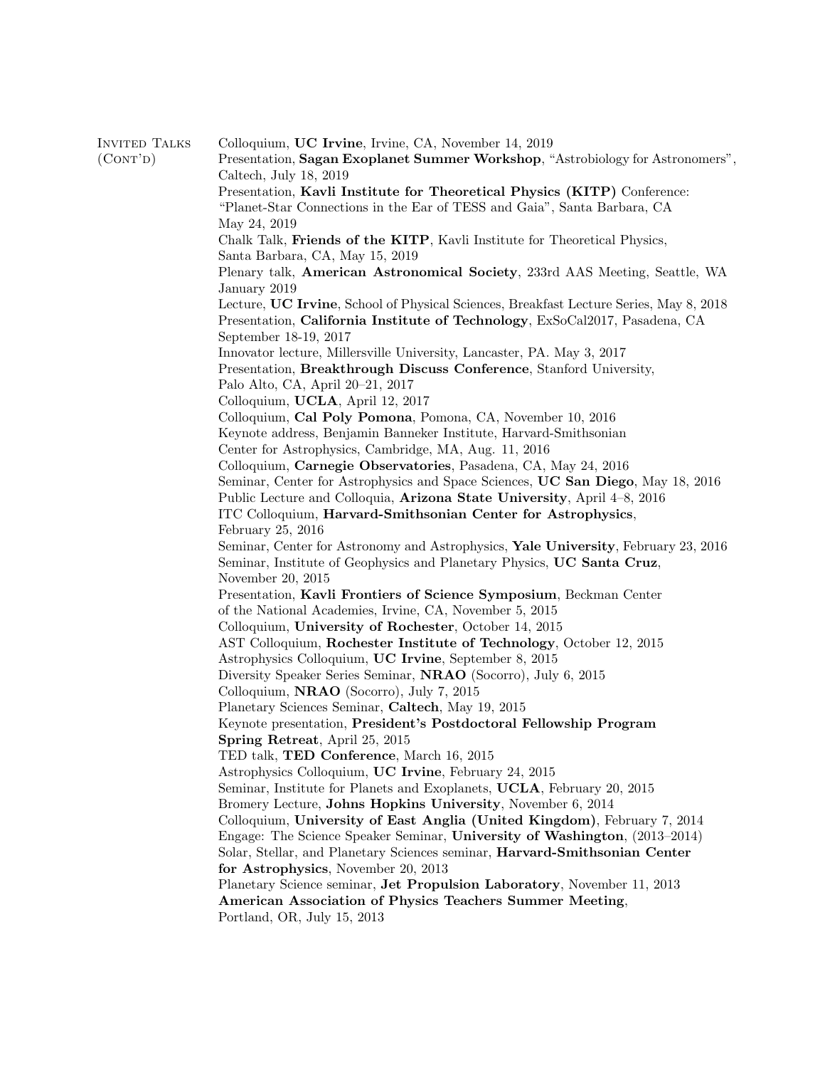## Invited Talks (Cont'd)

- Colloquium, **UC Irvine**, Irvine, CA, November 14, 2019
- Presentation, **Sagan Exoplanet Summer Workshop**, "Astrobiology for Astronomers", Caltech, July 18, 2019
- Presentation, **Kavli Institute for Theoretical Physics (KITP)** Conference: "Planet-Star Connections in the Ear of TESS and Gaia", Santa Barbara, CA May 24, 2019
- Chalk Talk, **Friends of the KITP**, Kavli Institute for Theoretical Physics, Santa Barbara, CA, May 15, 2019
- Plenary talk, **American Astronomical Society**, 233rd AAS Meeting, Seattle, WA January 2019
- Lecture, **UC Irvine**, School of Physical Sciences, Breakfast Lecture Series, May 8, 2018
- Presentation, **California Institute of Technology**, ExSoCal2017, Pasadena, CA September 18-19, 2017
- Innovator lecture, Millersville University, Lancaster, PA. May 3, 2017
- Presentation, **Breakthrough Discuss Conference**, Stanford University, Palo Alto, CA, April 20–21, 2017
- Colloquium, **UCLA**, April 12, 2017
- Colloquium, **Cal Poly Pomona**, Pomona, CA, November 10, 2016
- Keynote address, Benjamin Banneker Institute, Harvard-Smithsonian Center for Astrophysics, Cambridge, MA, Aug. 11, 2016
- Colloquium, **Carnegie Observatories**, Pasadena, CA, May 24, 2016
- Seminar, Center for Astrophysics and Space Sciences, **UC San Diego**, May 18, 2016
- Public Lecture and Colloquia, **Arizona State University**, April 4–8, 2016
- ITC Colloquium, **Harvard-Smithsonian Center for Astrophysics**, February 25, 2016
- Seminar, Center for Astronomy and Astrophysics, **Yale University**, February 23, 2016
- Seminar, Institute of Geophysics and Planetary Physics, **UC Santa Cruz**, November 20, 2015
- Presentation, **Kavli Frontiers of Science Symposium**, Beckman Center of the National Academies, Irvine, CA, November 5, 2015
- Colloquium, **University of Rochester**, October 14, 2015
- AST Colloquium, **Rochester Institute of Technology**, October 12, 2015
- Astrophysics Colloquium, **UC Irvine**, September 8, 2015
- Diversity Speaker Series Seminar, **NRAO** (Socorro), July 6, 2015
- Colloquium, **NRAO** (Socorro), July 7, 2015
- Planetary Sciences Seminar, **Caltech**, May 19, 2015
- Keynote presentation, **President's Postdoctoral Fellowship Program Spring Retreat**, April 25, 2015
- TED talk, **TED Conference**, March 16, 2015
- Astrophysics Colloquium, **UC Irvine**, February 24, 2015
- Seminar, Institute for Planets and Exoplanets, **UCLA**, February 20, 2015
- Bromery Lecture, **Johns Hopkins University**, November 6, 2014
- Colloquium, **University of East Anglia (United Kingdom)**, February 7, 2014
- Engage: The Science Speaker Seminar, **University of Washington**, (2013–2014)
- Solar, Stellar, and Planetary Sciences seminar, **Harvard-Smithsonian Center for Astrophysics**, November 20, 2013
- Planetary Science seminar, **Jet Propulsion Laboratory**, November 11, 2013
- **American Association of Physics Teachers Summer Meeting**, Portland, OR, July 15, 2013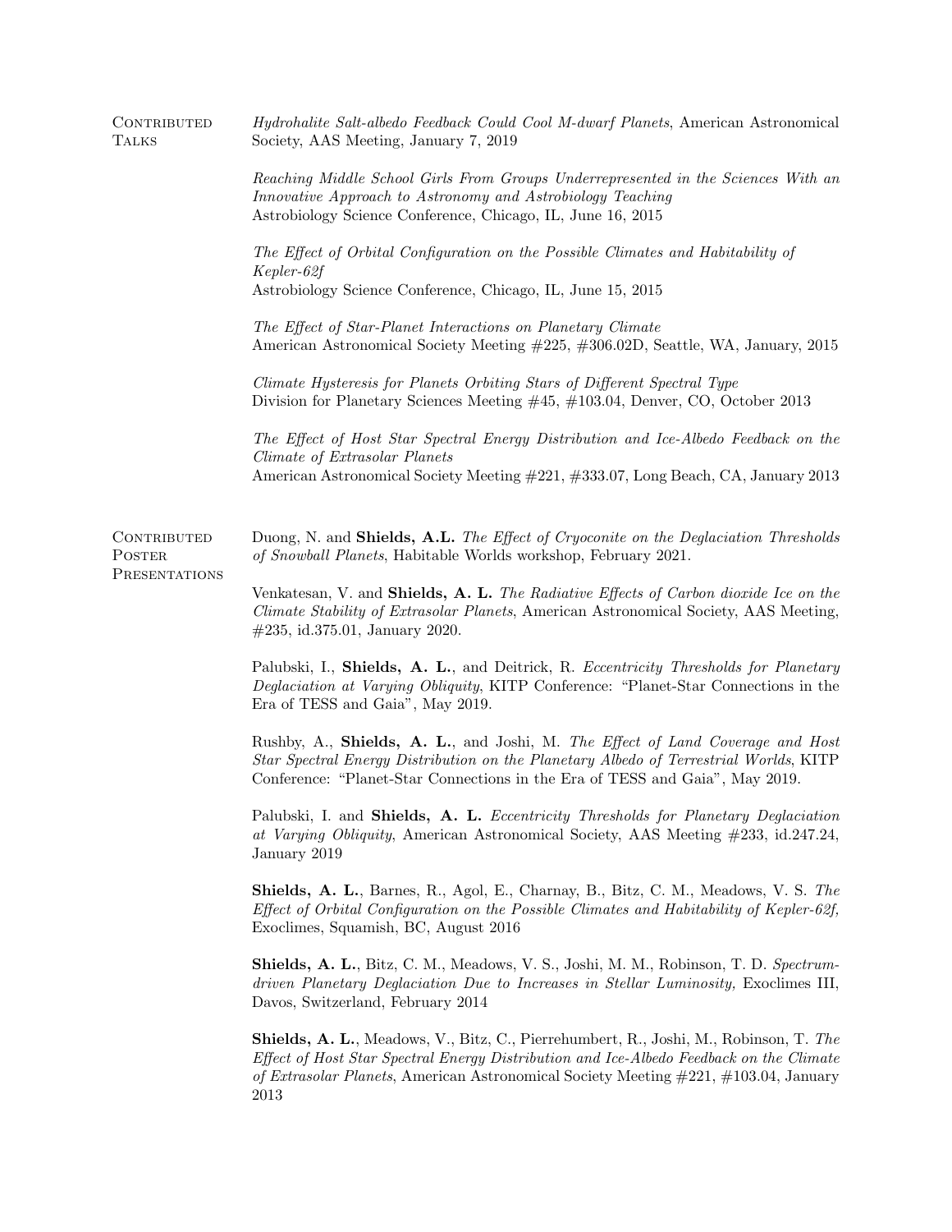## Contributed Talks

*Hydrohalite Salt-albedo Feedback Could Cool M-dwarf Planets*, American Astronomical Society, AAS Meeting, January 7, 2019

*Reaching Middle School Girls From Groups Underrepresented in the Sciences With an Innovative Approach to Astronomy and Astrobiology Teaching*
Astrobiology Science Conference, Chicago, IL, June 16, 2015

*The Effect of Orbital Configuration on the Possible Climates and Habitability of Kepler-62f*
Astrobiology Science Conference, Chicago, IL, June 15, 2015

*The Effect of Star-Planet Interactions on Planetary Climate*
American Astronomical Society Meeting #225, #306.02D, Seattle, WA, January, 2015

*Climate Hysteresis for Planets Orbiting Stars of Different Spectral Type*
Division for Planetary Sciences Meeting #45, #103.04, Denver, CO, October 2013

*The Effect of Host Star Spectral Energy Distribution and Ice-Albedo Feedback on the Climate of Extrasolar Planets*
American Astronomical Society Meeting #221, #333.07, Long Beach, CA, January 2013

## Contributed Poster Presentations

Duong, N. and **Shields, A.L.** *The Effect of Cryoconite on the Deglaciation Thresholds of Snowball Planets*, Habitable Worlds workshop, February 2021.

Venkatesan, V. and **Shields, A. L.** *The Radiative Effects of Carbon dioxide Ice on the Climate Stability of Extrasolar Planets*, American Astronomical Society, AAS Meeting, #235, id.375.01, January 2020.

Palubski, I., **Shields, A. L.**, and Deitrick, R. *Eccentricity Thresholds for Planetary Deglaciation at Varying Obliquity*, KITP Conference: "Planet-Star Connections in the Era of TESS and Gaia", May 2019.

Rushby, A., **Shields, A. L.**, and Joshi, M. *The Effect of Land Coverage and Host Star Spectral Energy Distribution on the Planetary Albedo of Terrestrial Worlds*, KITP Conference: "Planet-Star Connections in the Era of TESS and Gaia", May 2019.

Palubski, I. and **Shields, A. L.** *Eccentricity Thresholds for Planetary Deglaciation at Varying Obliquity*, American Astronomical Society, AAS Meeting #233, id.247.24, January 2019

**Shields, A. L.**, Barnes, R., Agol, E., Charnay, B., Bitz, C. M., Meadows, V. S. *The Effect of Orbital Configuration on the Possible Climates and Habitability of Kepler-62f,* Exoclimes, Squamish, BC, August 2016

**Shields, A. L.**, Bitz, C. M., Meadows, V. S., Joshi, M. M., Robinson, T. D. *Spectrum-driven Planetary Deglaciation Due to Increases in Stellar Luminosity,* Exoclimes III, Davos, Switzerland, February 2014

**Shields, A. L.**, Meadows, V., Bitz, C., Pierrehumbert, R., Joshi, M., Robinson, T. *The Effect of Host Star Spectral Energy Distribution and Ice-Albedo Feedback on the Climate of Extrasolar Planets*, American Astronomical Society Meeting #221, #103.04, January 2013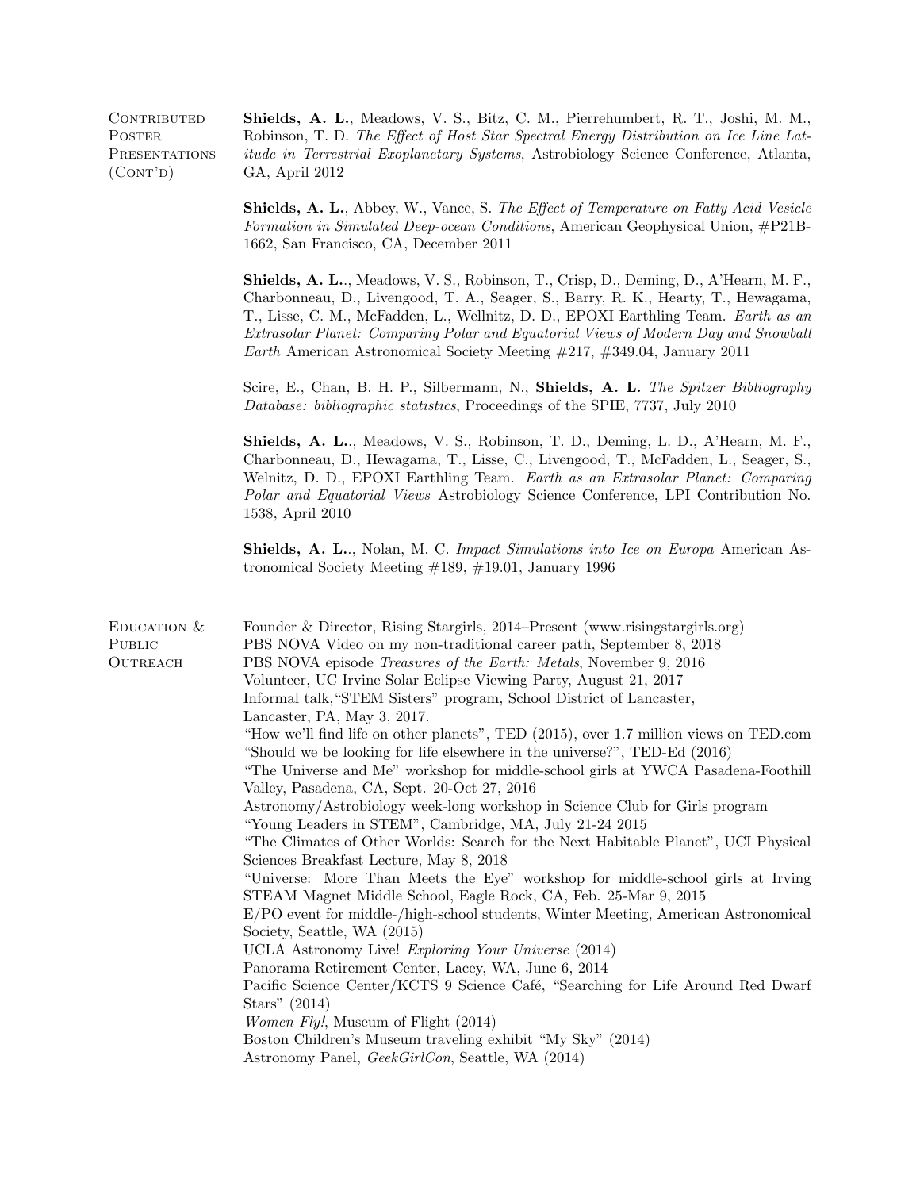## Contributed Poster Presentations (Cont'd)

**Shields, A. L.**, Meadows, V. S., Bitz, C. M., Pierrehumbert, R. T., Joshi, M. M., Robinson, T. D. *The Effect of Host Star Spectral Energy Distribution on Ice Line Latitude in Terrestrial Exoplanetary Systems*, Astrobiology Science Conference, Atlanta, GA, April 2012

**Shields, A. L.**, Abbey, W., Vance, S. *The Effect of Temperature on Fatty Acid Vesicle Formation in Simulated Deep-ocean Conditions*, American Geophysical Union, #P21B-1662, San Francisco, CA, December 2011

**Shields, A. L.**., Meadows, V. S., Robinson, T., Crisp, D., Deming, D., A'Hearn, M. F., Charbonneau, D., Livengood, T. A., Seager, S., Barry, R. K., Hearty, T., Hewagama, T., Lisse, C. M., McFadden, L., Wellnitz, C. D., EPOXI Earthling Team. *Earth as an Extrasolar Planet: Comparing Polar and Equatorial Views of Modern Day and Snowball Earth* American Astronomical Society Meeting #217, #349.04, January 2011

Scire, E., Chan, B. H. P., Silbermann, N., **Shields, A. L.** *The Spitzer Bibliography Database: bibliographic statistics*, Proceedings of the SPIE, 7737, July 2010

**Shields, A. L.**., Meadows, V. S., Robinson, T. D., Deming, L. D., A'Hearn, M. F., Charbonneau, D., Hewagama, T., Lisse, C., Livengood, T., McFadden, L., Seager, S., Welnitz, D. D., EPOXI Earthling Team. *Earth as an Extrasolar Planet: Comparing Polar and Equatorial Views* Astrobiology Science Conference, LPI Contribution No. 1538, April 2010

**Shields, A. L.**., Nolan, M. C. *Impact Simulations into Ice on Europa* American Astronomical Society Meeting #189, #19.01, January 1996

## Education & Public Outreach

Founder & Director, Rising Stargirls, 2014–Present (www.risingstargirls.org)
PBS NOVA Video on my non-traditional career path, September 8, 2018
PBS NOVA episode *Treasures of the Earth: Metals*, November 9, 2016
Volunteer, UC Irvine Solar Eclipse Viewing Party, August 21, 2017
Informal talk,"STEM Sisters" program, School District of Lancaster, Lancaster, PA, May 3, 2017.
"How we'll find life on other planets", TED (2015), over 1.7 million views on TED.com
"Should we be looking for life elsewhere in the universe?", TED-Ed (2016)
"The Universe and Me" workshop for middle-school girls at YWCA Pasadena-Foothill Valley, Pasadena, CA, Sept. 20-Oct 27, 2016
Astronomy/Astrobiology week-long workshop in Science Club for Girls program "Young Leaders in STEM", Cambridge, MA, July 21-24 2015
"The Climates of Other Worlds: Search for the Next Habitable Planet", UCI Physical Sciences Breakfast Lecture, May 8, 2018
"Universe: More Than Meets the Eye" workshop for middle-school girls at Irving STEAM Magnet Middle School, Eagle Rock, CA, Feb. 25-Mar 9, 2015
E/PO event for middle-/high-school students, Winter Meeting, American Astronomical Society, Seattle, WA (2015)
UCLA Astronomy Live! *Exploring Your Universe* (2014)
Panorama Retirement Center, Lacey, WA, June 6, 2014
Pacific Science Center/KCTS 9 Science Café, "Searching for Life Around Red Dwarf Stars" (2014)
*Women Fly!*, Museum of Flight (2014)
Boston Children's Museum traveling exhibit "My Sky" (2014)
Astronomy Panel, *GeekGirlCon*, Seattle, WA (2014)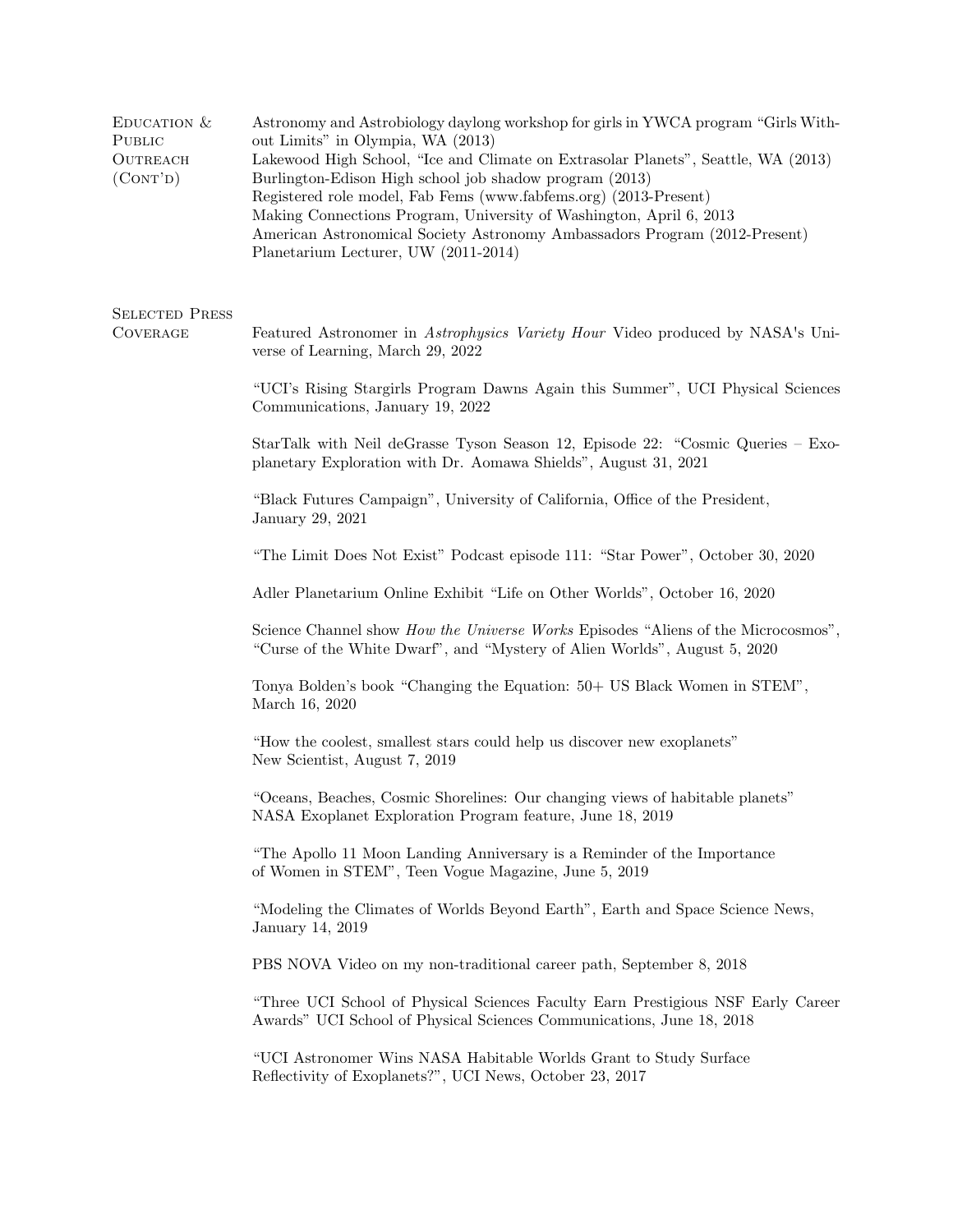## Education & Public Outreach (Cont'd)

Astronomy and Astrobiology daylong workshop for girls in YWCA program "Girls Without Limits" in Olympia, WA (2013)
Lakewood High School, "Ice and Climate on Extrasolar Planets", Seattle, WA (2013)
Burlington-Edison High school job shadow program (2013)
Registered role model, Fab Fems (www.fabfems.org) (2013-Present)
Making Connections Program, University of Washington, April 6, 2013
American Astronomical Society Astronomy Ambassadors Program (2012-Present)
Planetarium Lecturer, UW (2011-2014)

## Selected Press Coverage

Featured Astronomer in *Astrophysics Variety Hour* Video produced by NASA's Universe of Learning, March 29, 2022

"UCI's Rising Stargirls Program Dawns Again this Summer", UCI Physical Sciences Communications, January 19, 2022

StarTalk with Neil deGrasse Tyson Season 12, Episode 22: "Cosmic Queries – Exoplanetary Exploration with Dr. Aomawa Shields", August 31, 2021

"Black Futures Campaign", University of California, Office of the President, January 29, 2021

"The Limit Does Not Exist" Podcast episode 111: "Star Power", October 30, 2020

Adler Planetarium Online Exhibit "Life on Other Worlds", October 16, 2020

Science Channel show *How the Universe Works* Episodes "Aliens of the Microcosmos", "Curse of the White Dwarf", and "Mystery of Alien Worlds", August 5, 2020

Tonya Bolden's book "Changing the Equation: 50+ US Black Women in STEM", March 16, 2020

"How the coolest, smallest stars could help us discover new exoplanets" New Scientist, August 7, 2019

"Oceans, Beaches, Cosmic Shorelines: Our changing views of habitable planets" NASA Exoplanet Exploration Program feature, June 18, 2019

"The Apollo 11 Moon Landing Anniversary is a Reminder of the Importance of Women in STEM", Teen Vogue Magazine, June 5, 2019

"Modeling the Climates of Worlds Beyond Earth", Earth and Space Science News, January 14, 2019

PBS NOVA Video on my non-traditional career path, September 8, 2018

"Three UCI School of Physical Sciences Faculty Earn Prestigious NSF Early Career Awards" UCI School of Physical Sciences Communications, June 18, 2018

"UCI Astronomer Wins NASA Habitable Worlds Grant to Study Surface Reflectivity of Exoplanets?", UCI News, October 23, 2017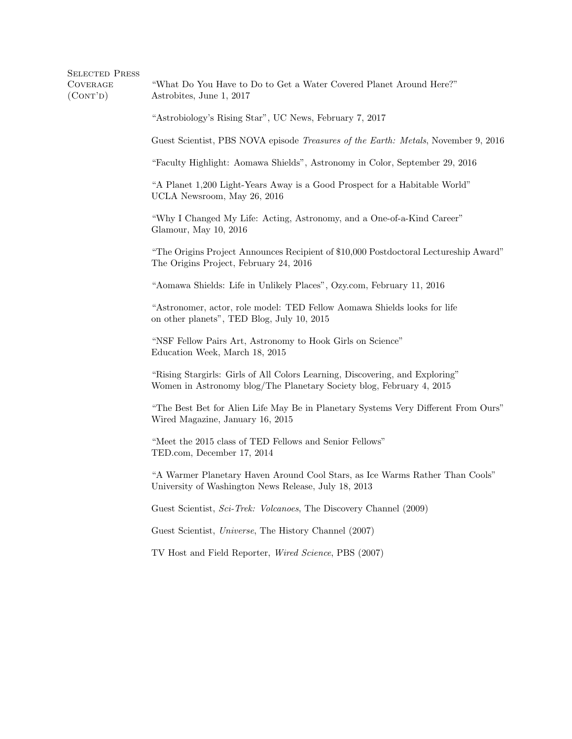## Selected Press Coverage (Cont'd)

"What Do You Have to Do to Get a Water Covered Planet Around Here?"
Astrobites, June 1, 2017

"Astrobiology's Rising Star", UC News, February 7, 2017

Guest Scientist, PBS NOVA episode *Treasures of the Earth: Metals*, November 9, 2016

"Faculty Highlight: Aomawa Shields", Astronomy in Color, September 29, 2016

"A Planet 1,200 Light-Years Away is a Good Prospect for a Habitable World"
UCLA Newsroom, May 26, 2016

"Why I Changed My Life: Acting, Astronomy, and a One-of-a-Kind Career"
Glamour, May 10, 2016

"The Origins Project Announces Recipient of $10,000 Postdoctoral Lectureship Award"
The Origins Project, February 24, 2016

"Aomawa Shields: Life in Unlikely Places", Ozy.com, February 11, 2016

"Astronomer, actor, role model: TED Fellow Aomawa Shields looks for life on other planets", TED Blog, July 10, 2015

"NSF Fellow Pairs Art, Astronomy to Hook Girls on Science"
Education Week, March 18, 2015

"Rising Stargirls: Girls of All Colors Learning, Discovering, and Exploring"
Women in Astronomy blog/The Planetary Society blog, February 4, 2015

"The Best Bet for Alien Life May Be in Planetary Systems Very Different From Ours"
Wired Magazine, January 16, 2015

"Meet the 2015 class of TED Fellows and Senior Fellows"
TED.com, December 17, 2014

"A Warmer Planetary Haven Around Cool Stars, as Ice Warms Rather Than Cools"
University of Washington News Release, July 18, 2013

Guest Scientist, *Sci-Trek: Volcanoes*, The Discovery Channel (2009)

Guest Scientist, *Universe*, The History Channel (2007)

TV Host and Field Reporter, *Wired Science*, PBS (2007)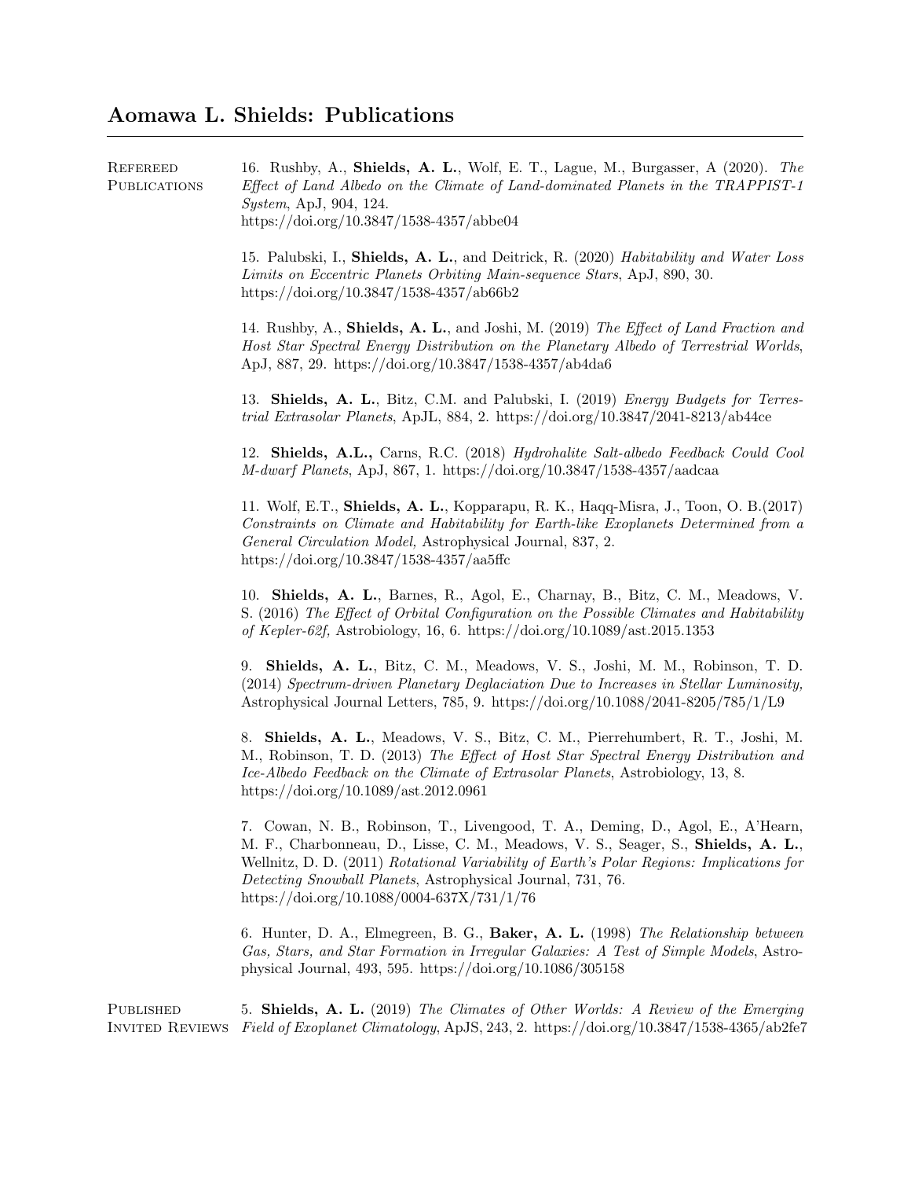## Aomawa L. Shields: Publications

### Refereed Publications

16. Rushby, A., **Shields, A. L.**, Wolf, E. T., Lague, M., Burgasser, A (2020). *The Effect of Land Albedo on the Climate of Land-dominated Planets in the TRAPPIST-1 System*, ApJ, 904, 124.
https://doi.org/10.3847/1538-4357/abbe04

15. Palubski, I., **Shields, A. L.**, and Deitrick, R. (2020) *Habitability and Water Loss Limits on Eccentric Planets Orbiting Main-sequence Stars*, ApJ, 890, 30.
https://doi.org/10.3847/1538-4357/ab66b2

14. Rushby, A., **Shields, A. L.**, and Joshi, M. (2019) *The Effect of Land Fraction and Host Star Spectral Energy Distribution on the Planetary Albedo of Terrestrial Worlds*, ApJ, 887, 29. https://doi.org/10.3847/1538-4357/ab4da6

13. **Shields, A. L.**, Bitz, C.M. and Palubski, I. (2019) *Energy Budgets for Terrestrial Extrasolar Planets*, ApJL, 884, 2. https://doi.org/10.3847/2041-8213/ab44ce

12. **Shields, A.L.,** Carns, R.C. (2018) *Hydrohalite Salt-albedo Feedback Could Cool M-dwarf Planets*, ApJ, 867, 1. https://doi.org/10.3847/1538-4357/aadcaa

11. Wolf, E.T., **Shields, A. L.**, Kopparapu, R. K., Haqq-Misra, J., Toon, O. B.(2017) *Constraints on Climate and Habitability for Earth-like Exoplanets Determined from a General Circulation Model,* Astrophysical Journal, 837, 2.
https://doi.org/10.3847/1538-4357/aa5ffc

10. **Shields, A. L.**, Barnes, R., Agol, E., Charnay, B., Bitz, C. M., Meadows, V. S. (2016) *The Effect of Orbital Configuration on the Possible Climates and Habitability of Kepler-62f,* Astrobiology, 16, 6. https://doi.org/10.1089/ast.2015.1353

9. **Shields, A. L.**, Bitz, C. M., Meadows, V. S., Joshi, M. M., Robinson, T. D. (2014) *Spectrum-driven Planetary Deglaciation Due to Increases in Stellar Luminosity,* Astrophysical Journal Letters, 785, 9. https://doi.org/10.1088/2041-8205/785/1/L9

8. **Shields, A. L.**, Meadows, V. S., Bitz, C. M., Pierrehumbert, R. T., Joshi, M. M., Robinson, T. D. (2013) *The Effect of Host Star Spectral Energy Distribution and Ice-Albedo Feedback on the Climate of Extrasolar Planets*, Astrobiology, 13, 8.
https://doi.org/10.1089/ast.2012.0961

7. Cowan, N. B., Robinson, T., Livengood, T. A., Deming, D., Agol, E., A'Hearn, M. F., Charbonneau, D., Lisse, C. M., Meadows, V. S., Seager, S., **Shields, A. L.**, Wellnitz, D. D. (2011) *Rotational Variability of Earth's Polar Regions: Implications for Detecting Snowball Planets*, Astrophysical Journal, 731, 76.
https://doi.org/10.1088/0004-637X/731/1/76

6. Hunter, D. A., Elmegreen, B. G., **Baker, A. L.** (1998) *The Relationship between Gas, Stars, and Star Formation in Irregular Galaxies: A Test of Simple Models*, Astrophysical Journal, 493, 595. https://doi.org/10.1086/305158

### Published Invited Reviews

5. **Shields, A. L.** (2019) *The Climates of Other Worlds: A Review of the Emerging Field of Exoplanet Climatology*, ApJS, 243, 2. https://doi.org/10.3847/1538-4365/ab2fe7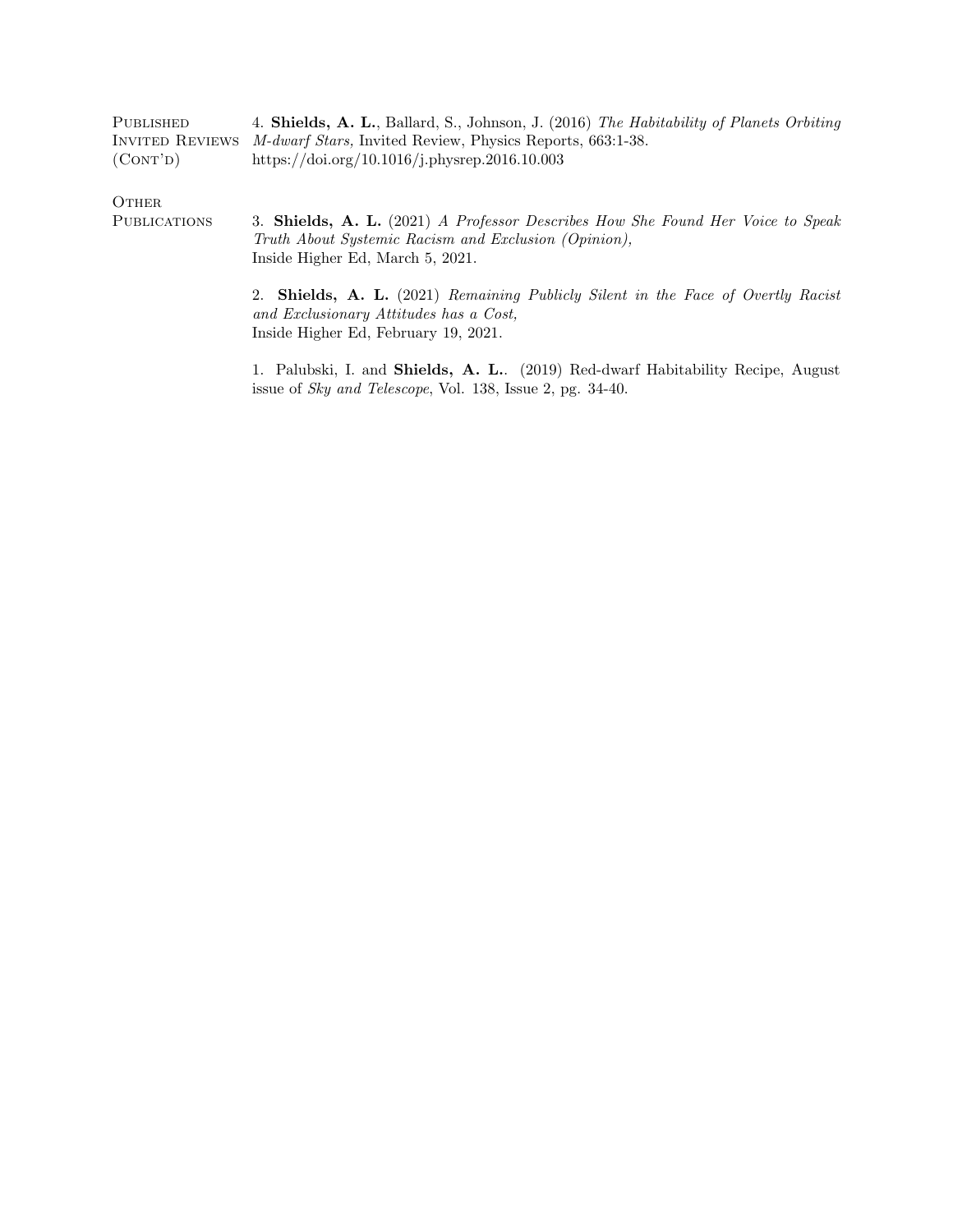## Published Invited Reviews (Cont'd)

4. **Shields, A. L.**, Ballard, S., Johnson, J. (2016) *The Habitability of Planets Orbiting M-dwarf Stars,* Invited Review, Physics Reports, 663:1-38. https://doi.org/10.1016/j.physrep.2016.10.003

## Other Publications

3. **Shields, A. L.** (2021) *A Professor Describes How She Found Her Voice to Speak Truth About Systemic Racism and Exclusion (Opinion),* Inside Higher Ed, March 5, 2021.

2. **Shields, A. L.** (2021) *Remaining Publicly Silent in the Face of Overtly Racist and Exclusionary Attitudes has a Cost,* Inside Higher Ed, February 19, 2021.

1. Palubski, I. and **Shields, A. L.**. (2019) Red-dwarf Habitability Recipe, August issue of *Sky and Telescope*, Vol. 138, Issue 2, pg. 34-40.